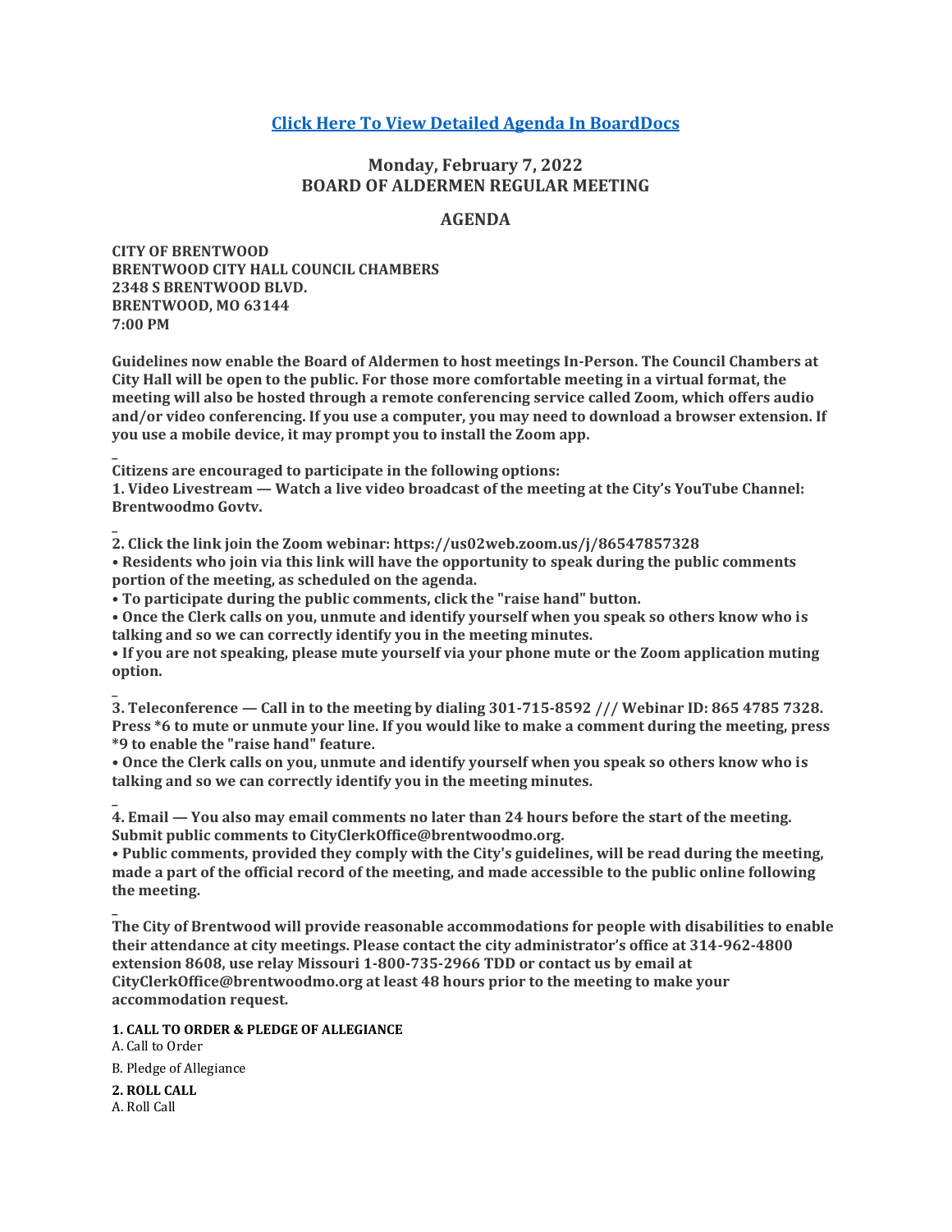**[Click Here To View Detailed Agenda In BoardDocs]**

## Monday, February 7, 2022
## BOARD OF ALDERMEN REGULAR MEETING

## AGENDA

**CITY OF BRENTWOOD**
**BRENTWOOD CITY HALL COUNCIL CHAMBERS**
**2348 S BRENTWOOD BLVD.**
**BRENTWOOD, MO 63144**
**7:00 PM**

**Guidelines now enable the Board of Aldermen to host meetings In-Person. The Council Chambers at City Hall will be open to the public. For those more comfortable meeting in a virtual format, the meeting will also be hosted through a remote conferencing service called Zoom, which offers audio and/or video conferencing. If you use a computer, you may need to download a browser extension. If you use a mobile device, it may prompt you to install the Zoom app.**

**Citizens are encouraged to participate in the following options:**
**1. Video Livestream — Watch a live video broadcast of the meeting at the City's YouTube Channel: Brentwoodmo Govtv.**

**2. Click the link join the Zoom webinar: https://us02web.zoom.us/j/86547857328**
**• Residents who join via this link will have the opportunity to speak during the public comments portion of the meeting, as scheduled on the agenda.**
**• To participate during the public comments, click the "raise hand" button.**
**• Once the Clerk calls on you, unmute and identify yourself when you speak so others know who is talking and so we can correctly identify you in the meeting minutes.**
**• If you are not speaking, please mute yourself via your phone mute or the Zoom application muting option.**

**3. Teleconference — Call in to the meeting by dialing 301-715-8592 /// Webinar ID: 865 4785 7328. Press *6 to mute or unmute your line. If you would like to make a comment during the meeting, press *9 to enable the "raise hand" feature.**
**• Once the Clerk calls on you, unmute and identify yourself when you speak so others know who is talking and so we can correctly identify you in the meeting minutes.**

**4. Email — You also may email comments no later than 24 hours before the start of the meeting. Submit public comments to CityClerkOffice@brentwoodmo.org.**
**• Public comments, provided they comply with the City's guidelines, will be read during the meeting, made a part of the official record of the meeting, and made accessible to the public online following the meeting.**

**The City of Brentwood will provide reasonable accommodations for people with disabilities to enable their attendance at city meetings. Please contact the city administrator's office at 314-962-4800 extension 8608, use relay Missouri 1-800-735-2966 TDD or contact us by email at CityClerkOffice@brentwoodmo.org at least 48 hours prior to the meeting to make your accommodation request.**

**1. CALL TO ORDER & PLEDGE OF ALLEGIANCE**

A. Call to Order

B. Pledge of Allegiance

**2. ROLL CALL**

A. Roll Call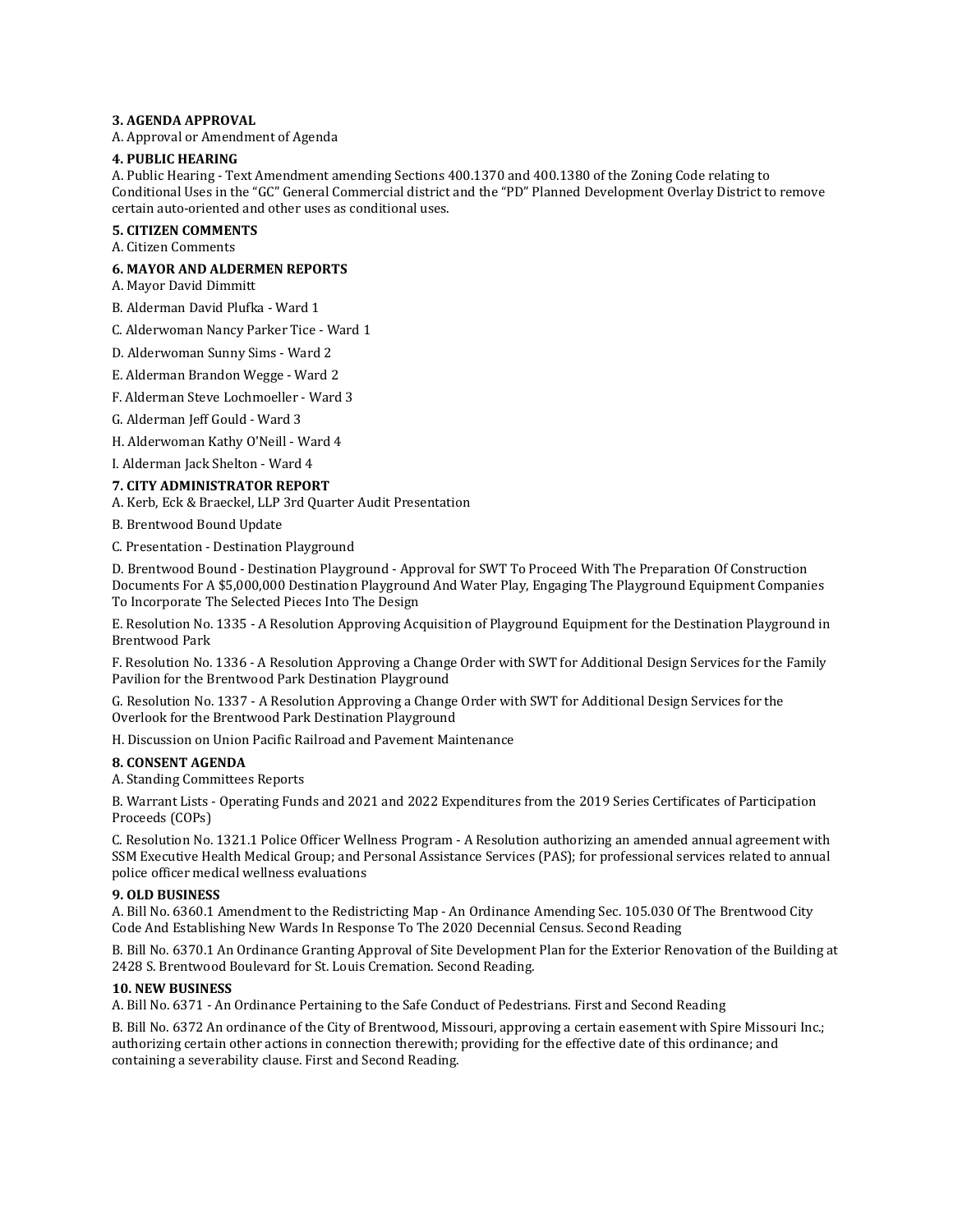**3. AGENDA APPROVAL**

A. Approval or Amendment of Agenda

**4. PUBLIC HEARING**

A. Public Hearing - Text Amendment amending Sections 400.1370 and 400.1380 of the Zoning Code relating to Conditional Uses in the "GC" General Commercial district and the "PD" Planned Development Overlay District to remove certain auto-oriented and other uses as conditional uses.

**5. CITIZEN COMMENTS**

A. Citizen Comments

**6. MAYOR AND ALDERMEN REPORTS**

A. Mayor David Dimmitt

B. Alderman David Plufka - Ward 1

C. Alderwoman Nancy Parker Tice - Ward 1

D. Alderwoman Sunny Sims - Ward 2

E. Alderman Brandon Wegge - Ward 2

F. Alderman Steve Lochmoeller - Ward 3

G. Alderman Jeff Gould - Ward 3

H. Alderwoman Kathy O'Neill - Ward 4

I. Alderman Jack Shelton - Ward 4

**7. CITY ADMINISTRATOR REPORT**

A. Kerb, Eck & Braeckel, LLP 3rd Quarter Audit Presentation

B. Brentwood Bound Update

C. Presentation - Destination Playground

D. Brentwood Bound - Destination Playground - Approval for SWT To Proceed With The Preparation Of Construction Documents For A $5,000,000 Destination Playground And Water Play, Engaging The Playground Equipment Companies To Incorporate The Selected Pieces Into The Design

E. Resolution No. 1335 - A Resolution Approving Acquisition of Playground Equipment for the Destination Playground in Brentwood Park

F. Resolution No. 1336 - A Resolution Approving a Change Order with SWT for Additional Design Services for the Family Pavilion for the Brentwood Park Destination Playground

G. Resolution No. 1337 - A Resolution Approving a Change Order with SWT for Additional Design Services for the Overlook for the Brentwood Park Destination Playground

H. Discussion on Union Pacific Railroad and Pavement Maintenance

**8. CONSENT AGENDA**

A. Standing Committees Reports

B. Warrant Lists - Operating Funds and 2021 and 2022 Expenditures from the 2019 Series Certificates of Participation Proceeds (COPs)

C. Resolution No. 1321.1 Police Officer Wellness Program - A Resolution authorizing an amended annual agreement with SSM Executive Health Medical Group; and Personal Assistance Services (PAS); for professional services related to annual police officer medical wellness evaluations

**9. OLD BUSINESS**

A. Bill No. 6360.1 Amendment to the Redistricting Map - An Ordinance Amending Sec. 105.030 Of The Brentwood City Code And Establishing New Wards In Response To The 2020 Decennial Census. Second Reading

B. Bill No. 6370.1 An Ordinance Granting Approval of Site Development Plan for the Exterior Renovation of the Building at 2428 S. Brentwood Boulevard for St. Louis Cremation. Second Reading.

**10. NEW BUSINESS**

A. Bill No. 6371 - An Ordinance Pertaining to the Safe Conduct of Pedestrians. First and Second Reading

B. Bill No. 6372 An ordinance of the City of Brentwood, Missouri, approving a certain easement with Spire Missouri Inc.; authorizing certain other actions in connection therewith; providing for the effective date of this ordinance; and containing a severability clause. First and Second Reading.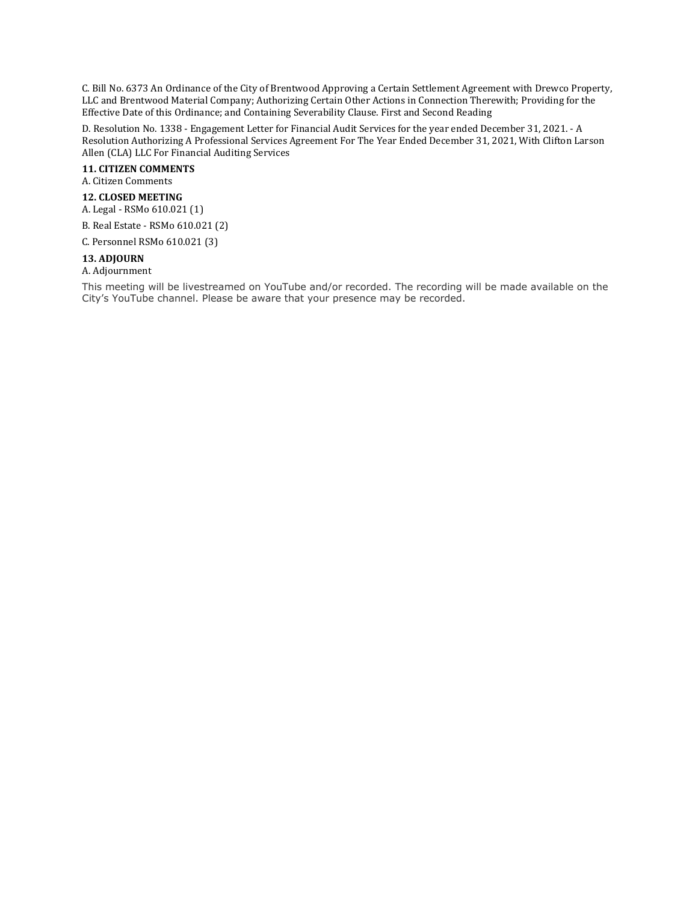C. Bill No. 6373 An Ordinance of the City of Brentwood Approving a Certain Settlement Agreement with Drewco Property, LLC and Brentwood Material Company; Authorizing Certain Other Actions in Connection Therewith; Providing for the Effective Date of this Ordinance; and Containing Severability Clause. First and Second Reading

D. Resolution No. 1338 - Engagement Letter for Financial Audit Services for the year ended December 31, 2021. - A Resolution Authorizing A Professional Services Agreement For The Year Ended December 31, 2021, With Clifton Larson Allen (CLA) LLC For Financial Auditing Services

**11. CITIZEN COMMENTS**

A. Citizen Comments

**12. CLOSED MEETING**

A. Legal - RSMo 610.021 (1)

B. Real Estate - RSMo 610.021 (2)

C. Personnel RSMo 610.021 (3)

**13. ADJOURN**

A. Adjournment

This meeting will be livestreamed on YouTube and/or recorded. The recording will be made available on the City's YouTube channel. Please be aware that your presence may be recorded.